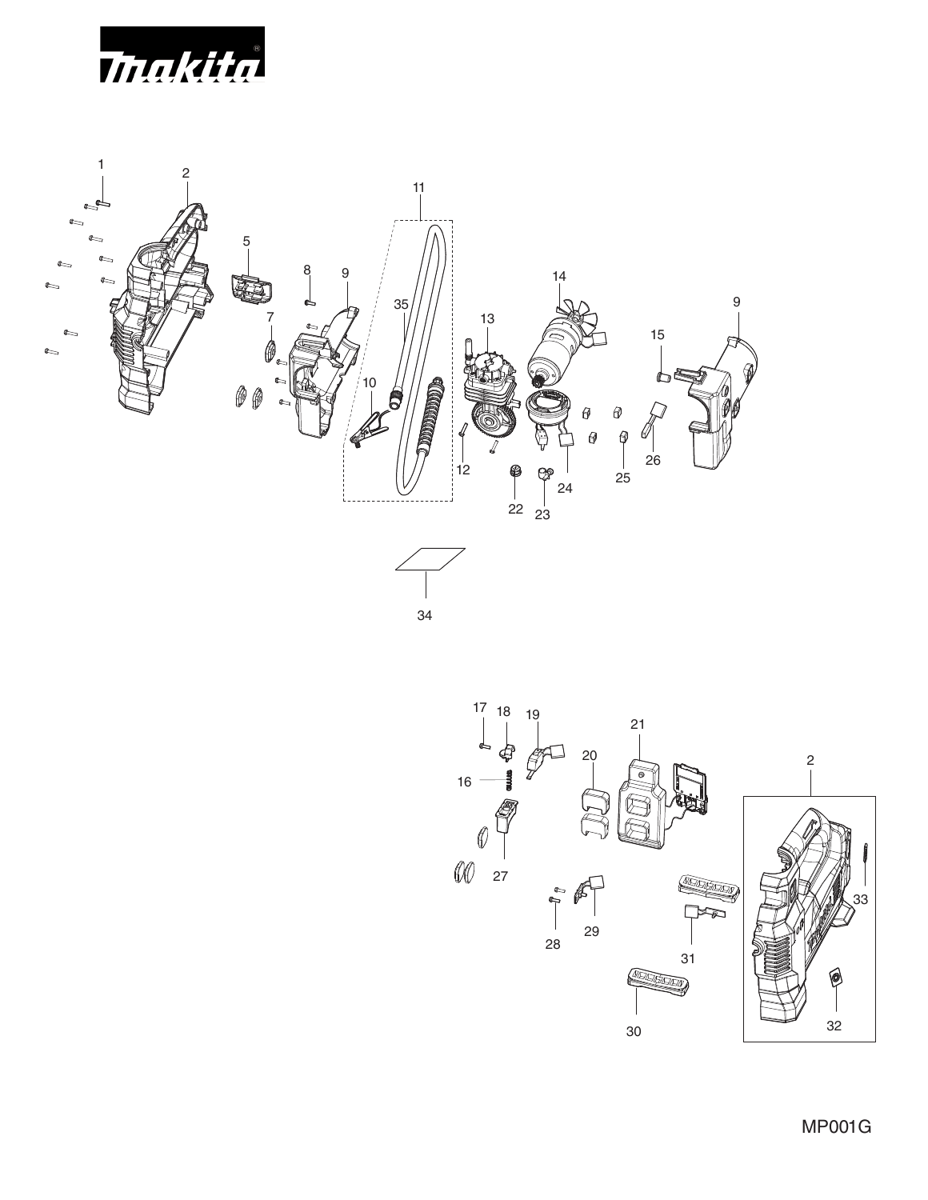makita

MP001G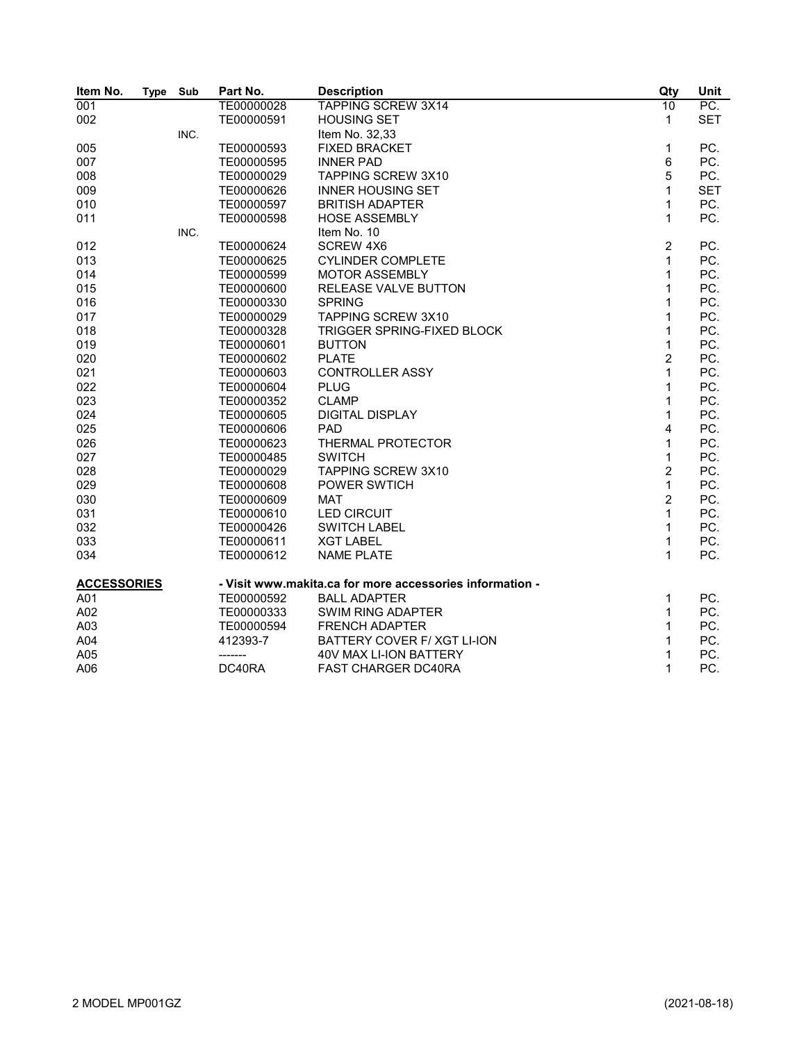| Item No. | Type | Sub | Part No. | Description | Qty | Unit |
|---|---|---|---|---|---|---|
| 001 | | | TE00000028 | TAPPING SCREW 3X14 | 10 | PC. |
| 002 | | | TE00000591 | HOUSING SET | 1 | SET |
| | | INC. | | Item No. 32,33 | | |
| 005 | | | TE00000593 | FIXED BRACKET | 1 | PC. |
| 007 | | | TE00000595 | INNER PAD | 6 | PC. |
| 008 | | | TE00000029 | TAPPING SCREW 3X10 | 5 | PC. |
| 009 | | | TE00000626 | INNER HOUSING SET | 1 | SET |
| 010 | | | TE00000597 | BRITISH ADAPTER | 1 | PC. |
| 011 | | | TE00000598 | HOSE ASSEMBLY | 1 | PC. |
| | | INC. | | Item No. 10 | | |
| 012 | | | TE00000624 | SCREW 4X6 | 2 | PC. |
| 013 | | | TE00000625 | CYLINDER COMPLETE | 1 | PC. |
| 014 | | | TE00000599 | MOTOR ASSEMBLY | 1 | PC. |
| 015 | | | TE00000600 | RELEASE VALVE BUTTON | 1 | PC. |
| 016 | | | TE00000330 | SPRING | 1 | PC. |
| 017 | | | TE00000029 | TAPPING SCREW 3X10 | 1 | PC. |
| 018 | | | TE00000328 | TRIGGER SPRING-FIXED BLOCK | 1 | PC. |
| 019 | | | TE00000601 | BUTTON | 1 | PC. |
| 020 | | | TE00000602 | PLATE | 2 | PC. |
| 021 | | | TE00000603 | CONTROLLER ASSY | 1 | PC. |
| 022 | | | TE00000604 | PLUG | 1 | PC. |
| 023 | | | TE00000352 | CLAMP | 1 | PC. |
| 024 | | | TE00000605 | DIGITAL DISPLAY | 1 | PC. |
| 025 | | | TE00000606 | PAD | 4 | PC. |
| 026 | | | TE00000623 | THERMAL PROTECTOR | 1 | PC. |
| 027 | | | TE00000485 | SWITCH | 1 | PC. |
| 028 | | | TE00000029 | TAPPING SCREW 3X10 | 2 | PC. |
| 029 | | | TE00000608 | POWER SWTICH | 1 | PC. |
| 030 | | | TE00000609 | MAT | 2 | PC. |
| 031 | | | TE00000610 | LED CIRCUIT | 1 | PC. |
| 032 | | | TE00000426 | SWITCH LABEL | 1 | PC. |
| 033 | | | TE00000611 | XGT LABEL | 1 | PC. |
| 034 | | | TE00000612 | NAME PLATE | 1 | PC. |

**ACCESSORIES** - Visit www.makita.ca for more accessories information -

| Item No. | Type | Sub | Part No. | Description | Qty | Unit |
|---|---|---|---|---|---|---|
| A01 | | | TE00000592 | BALL ADAPTER | 1 | PC. |
| A02 | | | TE00000333 | SWIM RING ADAPTER | 1 | PC. |
| A03 | | | TE00000594 | FRENCH ADAPTER | 1 | PC. |
| A04 | | | 412393-7 | BATTERY COVER F/ XGT LI-ION | 1 | PC. |
| A05 | | | ------- | 40V MAX LI-ION BATTERY | 1 | PC. |
| A06 | | | DC40RA | FAST CHARGER DC40RA | 1 | PC. |

2 MODEL MP001GZ (2021-08-18)